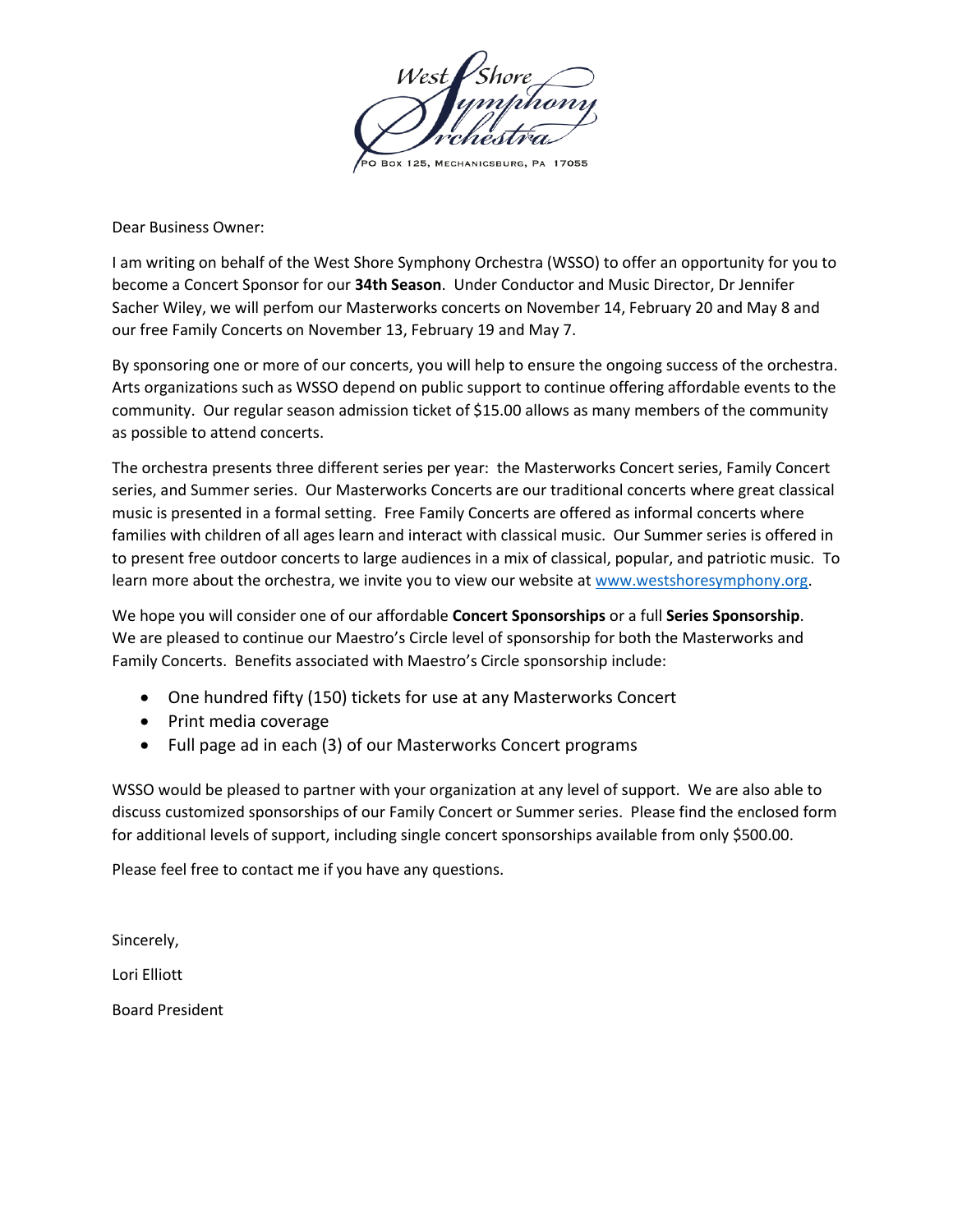West Shore Symphony Orchestra

PO Box 125, Mechanicsburg, PA 17055

Dear Business Owner:

I am writing on behalf of the West Shore Symphony Orchestra (WSSO) to offer an opportunity for you to become a Concert Sponsor for our **34th Season**. Under Conductor and Music Director, Dr Jennifer Sacher Wiley, we will perfom our Masterworks concerts on November 14, February 20 and May 8 and our free Family Concerts on November 13, February 19 and May 7.

By sponsoring one or more of our concerts, you will help to ensure the ongoing success of the orchestra. Arts organizations such as WSSO depend on public support to continue offering affordable events to the community. Our regular season admission ticket of $15.00 allows as many members of the community as possible to attend concerts.

The orchestra presents three different series per year: the Masterworks Concert series, Family Concert series, and Summer series. Our Masterworks Concerts are our traditional concerts where great classical music is presented in a formal setting. Free Family Concerts are offered as informal concerts where families with children of all ages learn and interact with classical music. Our Summer series is offered in to present free outdoor concerts to large audiences in a mix of classical, popular, and patriotic music. To learn more about the orchestra, we invite you to view our website at www.westshoresymphony.org.

We hope you will consider one of our affordable **Concert Sponsorships** or a full **Series Sponsorship**. We are pleased to continue our Maestro's Circle level of sponsorship for both the Masterworks and Family Concerts. Benefits associated with Maestro's Circle sponsorship include:

- One hundred fifty (150) tickets for use at any Masterworks Concert
- Print media coverage
- Full page ad in each (3) of our Masterworks Concert programs

WSSO would be pleased to partner with your organization at any level of support. We are also able to discuss customized sponsorships of our Family Concert or Summer series. Please find the enclosed form for additional levels of support, including single concert sponsorships available from only $500.00.

Please feel free to contact me if you have any questions.

Sincerely,

Lori Elliott

Board President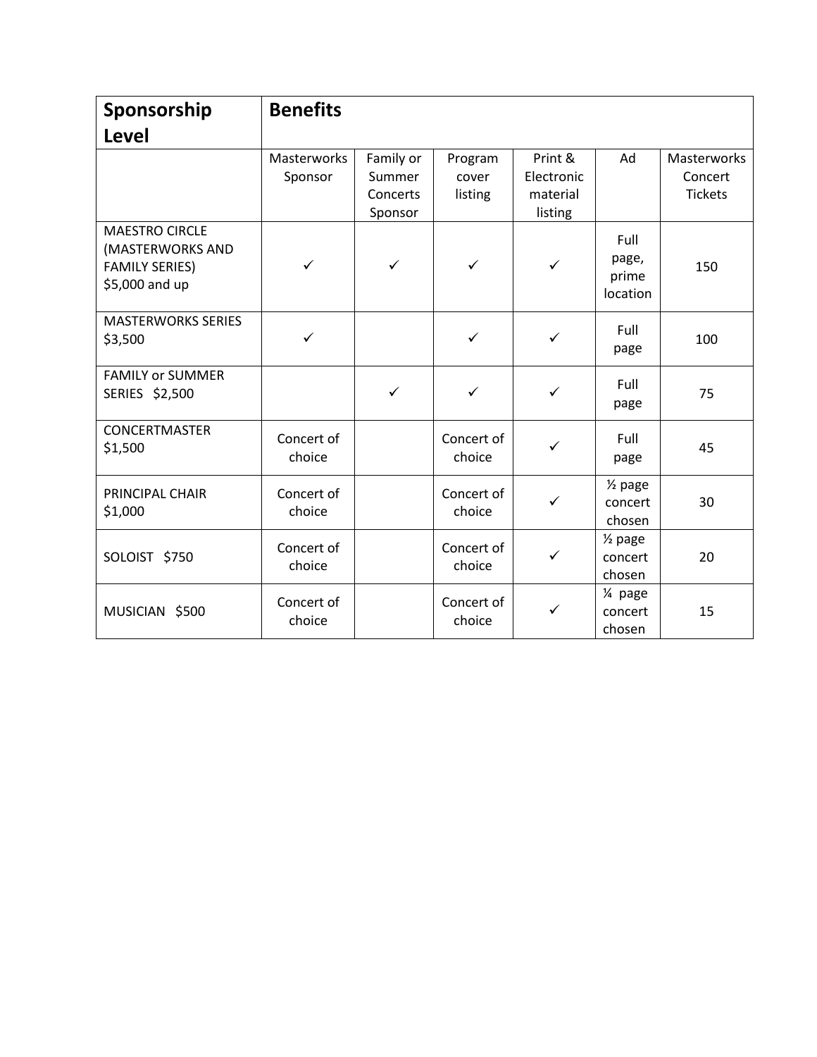| **Sponsorship Level** | **Benefits** | | | | | |
|---|---|---|---|---|---|---|
| | Masterworks Sponsor | Family or Summer Concerts Sponsor | Program cover listing | Print & Electronic material listing | Ad | Masterworks Concert Tickets |
| MAESTRO CIRCLE (MASTERWORKS AND FAMILY SERIES) $5,000 and up | ✓ | ✓ | ✓ | ✓ | Full page, prime location | 150 |
| MASTERWORKS SERIES $3,500 | ✓ | | ✓ | ✓ | Full page | 100 |
| FAMILY or SUMMER SERIES $2,500 | | ✓ | ✓ | ✓ | Full page | 75 |
| CONCERTMASTER $1,500 | Concert of choice | | Concert of choice | ✓ | Full page | 45 |
| PRINCIPAL CHAIR $1,000 | Concert of choice | | Concert of choice | ✓ | ½ page concert chosen | 30 |
| SOLOIST $750 | Concert of choice | | Concert of choice | ✓ | ½ page concert chosen | 20 |
| MUSICIAN $500 | Concert of choice | | Concert of choice | ✓ | ¼ page concert chosen | 15 |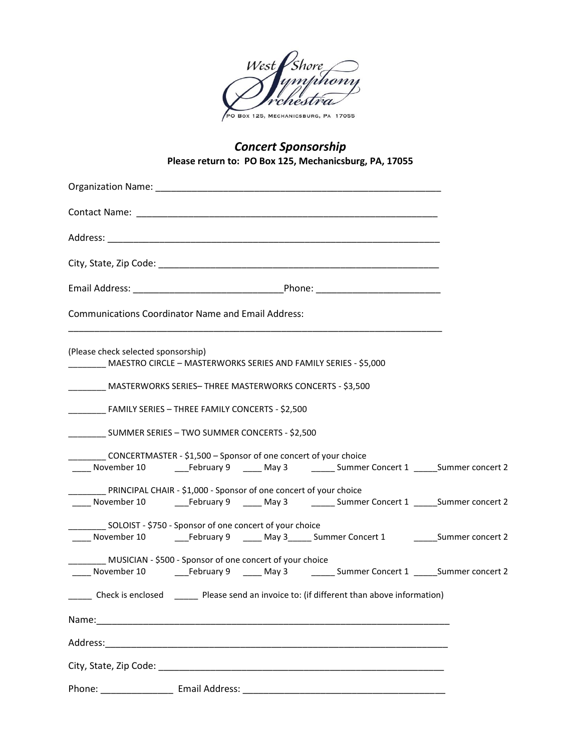West Shore Symphony Orchestra
PO Box 125, Mechanicsburg, PA 17055

## *Concert Sponsorship*

**Please return to: PO Box 125, Mechanicsburg, PA, 17055**

Organization Name: ________________________________________________________

Contact Name: ___________________________________________________________

Address: ______________________________________________________________

City, State, Zip Code: _____________________________________________________

Email Address: ____________________________Phone: ________________________

Communications Coordinator Name and Email Address:

___________________________________________________________________________

(Please check selected sponsorship)

________ MAESTRO CIRCLE – MASTERWORKS SERIES AND FAMILY SERIES - $5,000

________ MASTERWORKS SERIES– THREE MASTERWORKS CONCERTS - $3,500

________ FAMILY SERIES – THREE FAMILY CONCERTS - $2,500

________ SUMMER SERIES – TWO SUMMER CONCERTS - $2,500

________ CONCERTMASTER - $1,500 – Sponsor of one concert of your choice
____ November 10 ___February 9 ____ May 3 _____ Summer Concert 1 _____Summer concert 2

________ PRINCIPAL CHAIR - $1,000 - Sponsor of one concert of your choice
____ November 10 ___February 9 ____ May 3 _____ Summer Concert 1 _____Summer concert 2

________ SOLOIST - $750 - Sponsor of one concert of your choice
____ November 10 ___February 9 ____ May 3_____ Summer Concert 1 _____Summer concert 2

________ MUSICIAN - $500 - Sponsor of one concert of your choice
____ November 10 ___February 9 ____ May 3 _____ Summer Concert 1 _____Summer concert 2

_____ Check is enclosed _____ Please send an invoice to: (if different than above information)

Name:_________________________________________________________________

Address:_______________________________________________________________

City, State, Zip Code: ____________________________________________________

Phone: ______________ Email Address: ______________________________________